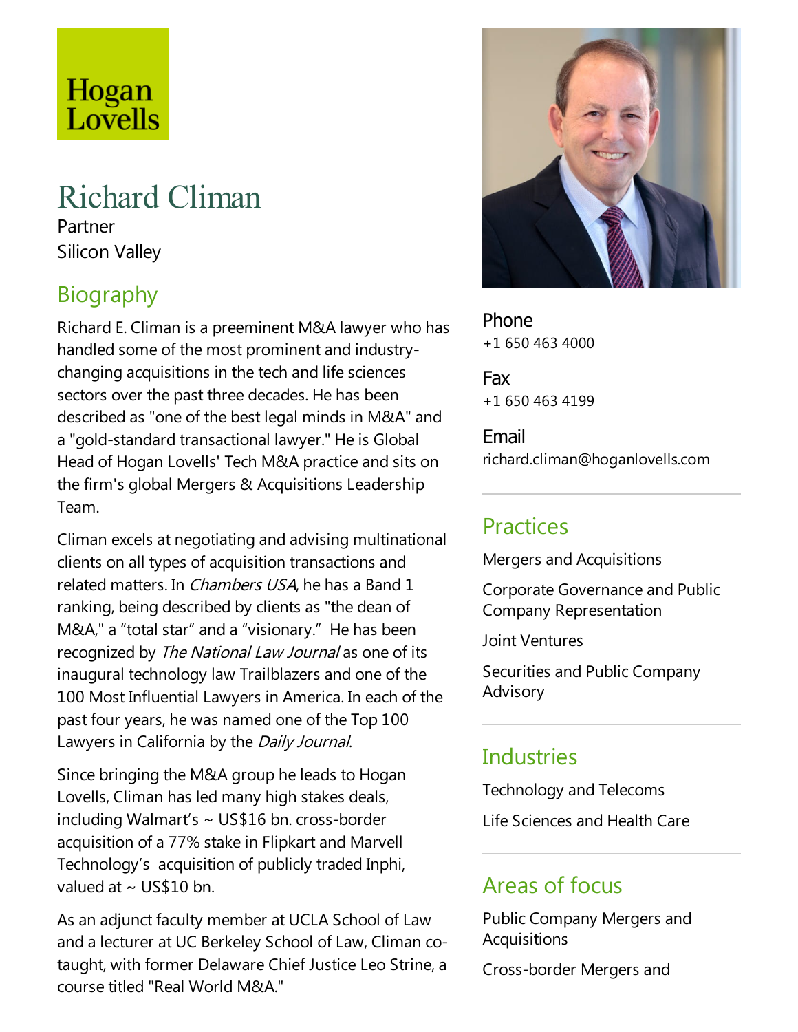Hogan Lovells

# Richard Climan

Partner

Silicon Valley

## Biography

Richard E. Climan is a preeminent M&A lawyer who has handled some of the most prominent and industry-changing acquisitions in the tech and life sciences sectors over the past three decades. He has been described as "one of the best legal minds in M&A" and a "gold-standard transactional lawyer." He is Global Head of Hogan Lovells' Tech M&A practice and sits on the firm's global Mergers & Acquisitions Leadership Team.

Climan excels at negotiating and advising multinational clients on all types of acquisition transactions and related matters. In *Chambers USA*, he has a Band 1 ranking, being described by clients as "the dean of M&A," a “total star” and a “visionary.” He has been recognized by *The National Law Journal* as one of its inaugural technology law Trailblazers and one of the 100 Most Influential Lawyers in America. In each of the past four years, he was named one of the Top 100 Lawyers in California by the *Daily Journal*.

Since bringing the M&A group he leads to Hogan Lovells, Climan has led many high stakes deals, including Walmart’s ~ US$16 bn. cross-border acquisition of a 77% stake in Flipkart and Marvell Technology’s acquisition of publicly traded Inphi, valued at ~ US$10 bn.

As an adjunct faculty member at UCLA School of Law and a lecturer at UC Berkeley School of Law, Climan co-taught, with former Delaware Chief Justice Leo Strine, a course titled "Real World M&A."

**Phone**
+1 650 463 4000

**Fax**
+1 650 463 4199

**Email**
richard.climan@hoganlovells.com

## Practices

Mergers and Acquisitions

Corporate Governance and Public Company Representation

Joint Ventures

Securities and Public Company Advisory

## Industries

Technology and Telecoms

Life Sciences and Health Care

## Areas of focus

Public Company Mergers and Acquisitions

Cross-border Mergers and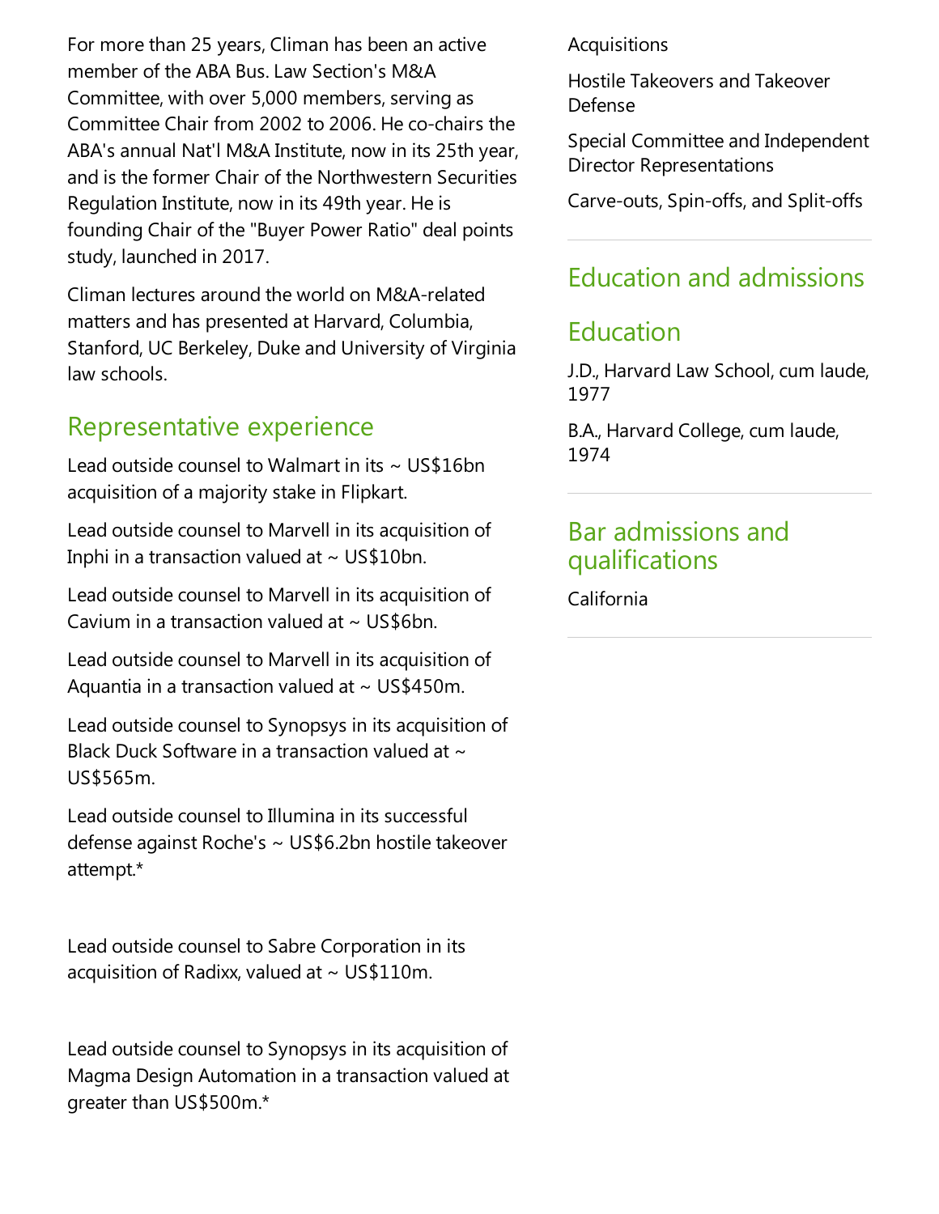For more than 25 years, Climan has been an active member of the ABA Bus. Law Section's M&A Committee, with over 5,000 members, serving as Committee Chair from 2002 to 2006. He co-chairs the ABA's annual Nat'l M&A Institute, now in its 25th year, and is the former Chair of the Northwestern Securities Regulation Institute, now in its 49th year. He is founding Chair of the "Buyer Power Ratio" deal points study, launched in 2017.

Climan lectures around the world on M&A-related matters and has presented at Harvard, Columbia, Stanford, UC Berkeley, Duke and University of Virginia law schools.

## Representative experience

Lead outside counsel to Walmart in its ~ US$16bn acquisition of a majority stake in Flipkart.

Lead outside counsel to Marvell in its acquisition of Inphi in a transaction valued at ~ US$10bn.

Lead outside counsel to Marvell in its acquisition of Cavium in a transaction valued at ~ US$6bn.

Lead outside counsel to Marvell in its acquisition of Aquantia in a transaction valued at ~ US$450m.

Lead outside counsel to Synopsys in its acquisition of Black Duck Software in a transaction valued at ~ US$565m.

Lead outside counsel to Illumina in its successful defense against Roche's ~ US$6.2bn hostile takeover attempt.*

Lead outside counsel to Sabre Corporation in its acquisition of Radixx, valued at ~ US$110m.

Lead outside counsel to Synopsys in its acquisition of Magma Design Automation in a transaction valued at greater than US$500m.*

Acquisitions

Hostile Takeovers and Takeover Defense

Special Committee and Independent Director Representations

Carve-outs, Spin-offs, and Split-offs

## Education and admissions

## Education

J.D., Harvard Law School, cum laude, 1977

B.A., Harvard College, cum laude, 1974

## Bar admissions and qualifications

California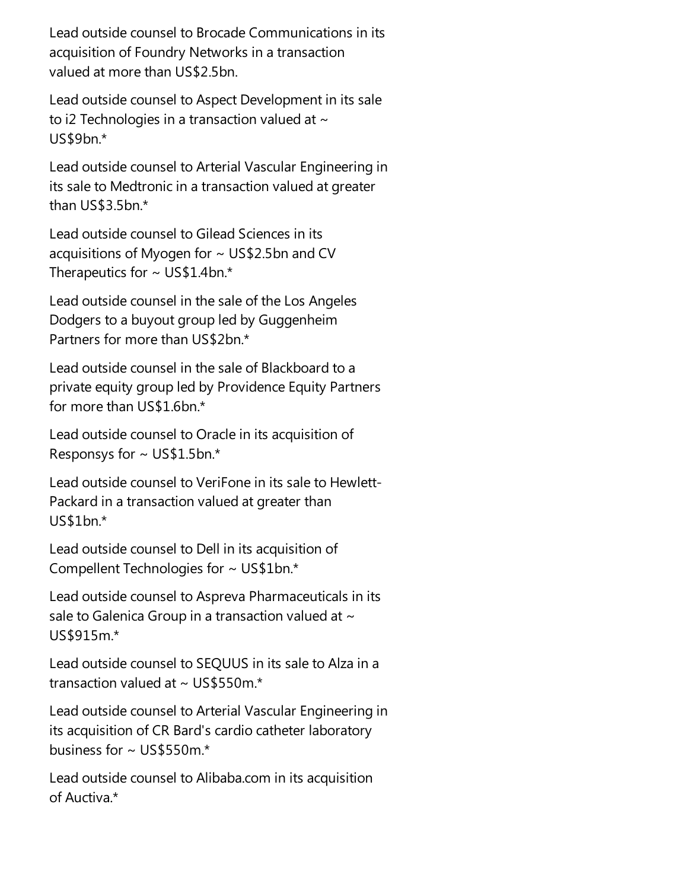Lead outside counsel to Brocade Communications in its acquisition of Foundry Networks in a transaction valued at more than US$2.5bn.

Lead outside counsel to Aspect Development in its sale to i2 Technologies in a transaction valued at ~ US$9bn.*

Lead outside counsel to Arterial Vascular Engineering in its sale to Medtronic in a transaction valued at greater than US$3.5bn.*

Lead outside counsel to Gilead Sciences in its acquisitions of Myogen for ~ US$2.5bn and CV Therapeutics for ~ US$1.4bn.*

Lead outside counsel in the sale of the Los Angeles Dodgers to a buyout group led by Guggenheim Partners for more than US$2bn.*

Lead outside counsel in the sale of Blackboard to a private equity group led by Providence Equity Partners for more than US$1.6bn.*

Lead outside counsel to Oracle in its acquisition of Responsys for ~ US$1.5bn.*

Lead outside counsel to VeriFone in its sale to Hewlett-Packard in a transaction valued at greater than US$1bn.*

Lead outside counsel to Dell in its acquisition of Compellent Technologies for ~ US$1bn.*

Lead outside counsel to Aspreva Pharmaceuticals in its sale to Galenica Group in a transaction valued at ~ US$915m.*

Lead outside counsel to SEQUUS in its sale to Alza in a transaction valued at ~ US$550m.*

Lead outside counsel to Arterial Vascular Engineering in its acquisition of CR Bard's cardio catheter laboratory business for ~ US$550m.*

Lead outside counsel to Alibaba.com in its acquisition of Auctiva.*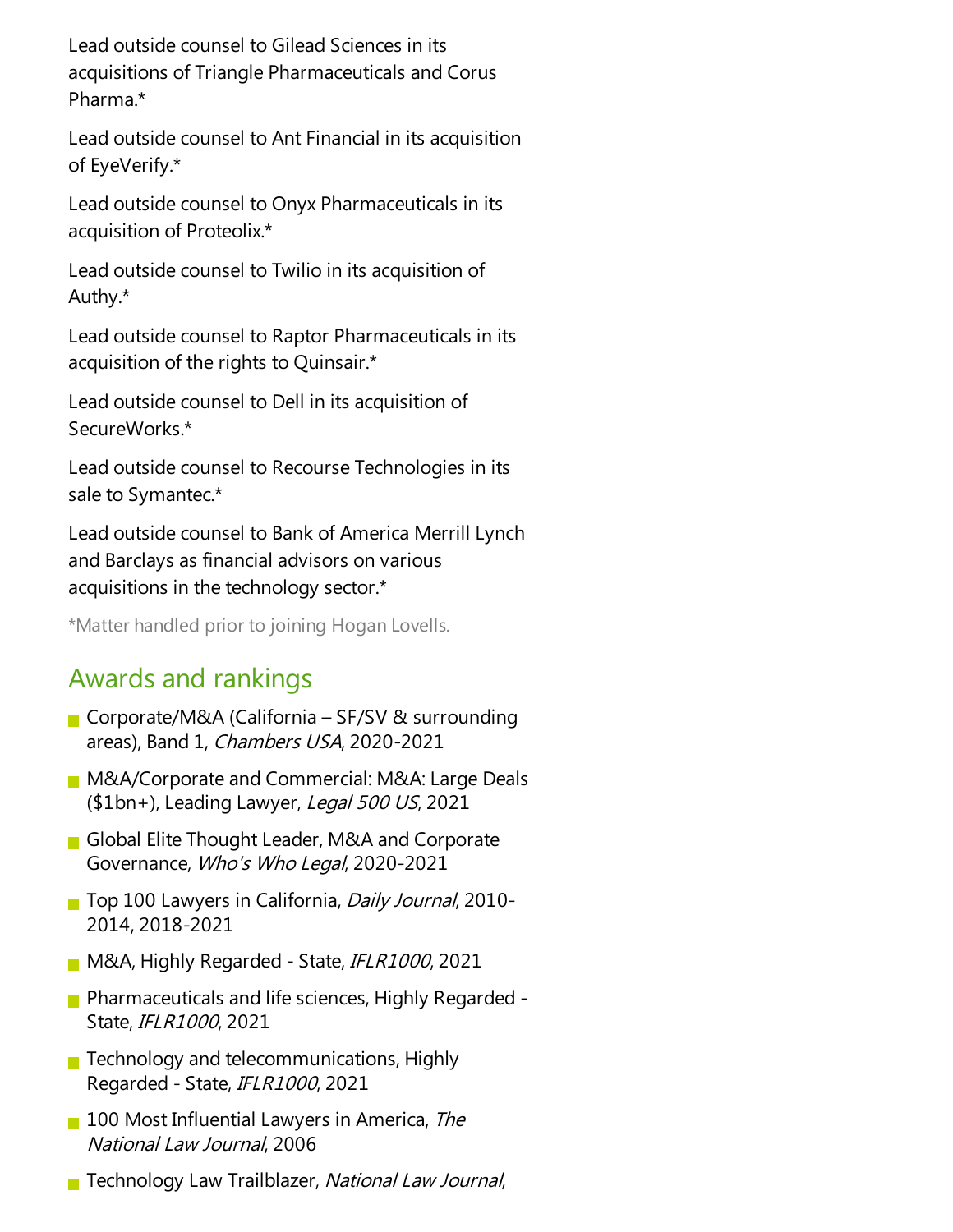Lead outside counsel to Gilead Sciences in its acquisitions of Triangle Pharmaceuticals and Corus Pharma.*

Lead outside counsel to Ant Financial in its acquisition of EyeVerify.*

Lead outside counsel to Onyx Pharmaceuticals in its acquisition of Proteolix.*

Lead outside counsel to Twilio in its acquisition of Authy.*

Lead outside counsel to Raptor Pharmaceuticals in its acquisition of the rights to Quinsair.*

Lead outside counsel to Dell in its acquisition of SecureWorks.*

Lead outside counsel to Recourse Technologies in its sale to Symantec.*

Lead outside counsel to Bank of America Merrill Lynch and Barclays as financial advisors on various acquisitions in the technology sector.*

*Matter handled prior to joining Hogan Lovells.

## Awards and rankings

- Corporate/M&A (California – SF/SV & surrounding areas), Band 1, *Chambers USA*, 2020-2021
- M&A/Corporate and Commercial: M&A: Large Deals ($1bn+), Leading Lawyer, *Legal 500 US*, 2021
- Global Elite Thought Leader, M&A and Corporate Governance, *Who's Who Legal*, 2020-2021
- Top 100 Lawyers in California, *Daily Journal*, 2010-2014, 2018-2021
- M&A, Highly Regarded - State, *IFLR1000*, 2021
- Pharmaceuticals and life sciences, Highly Regarded - State, *IFLR1000*, 2021
- Technology and telecommunications, Highly Regarded - State, *IFLR1000*, 2021
- 100 Most Influential Lawyers in America, *The National Law Journal*, 2006
- Technology Law Trailblazer, *National Law Journal*,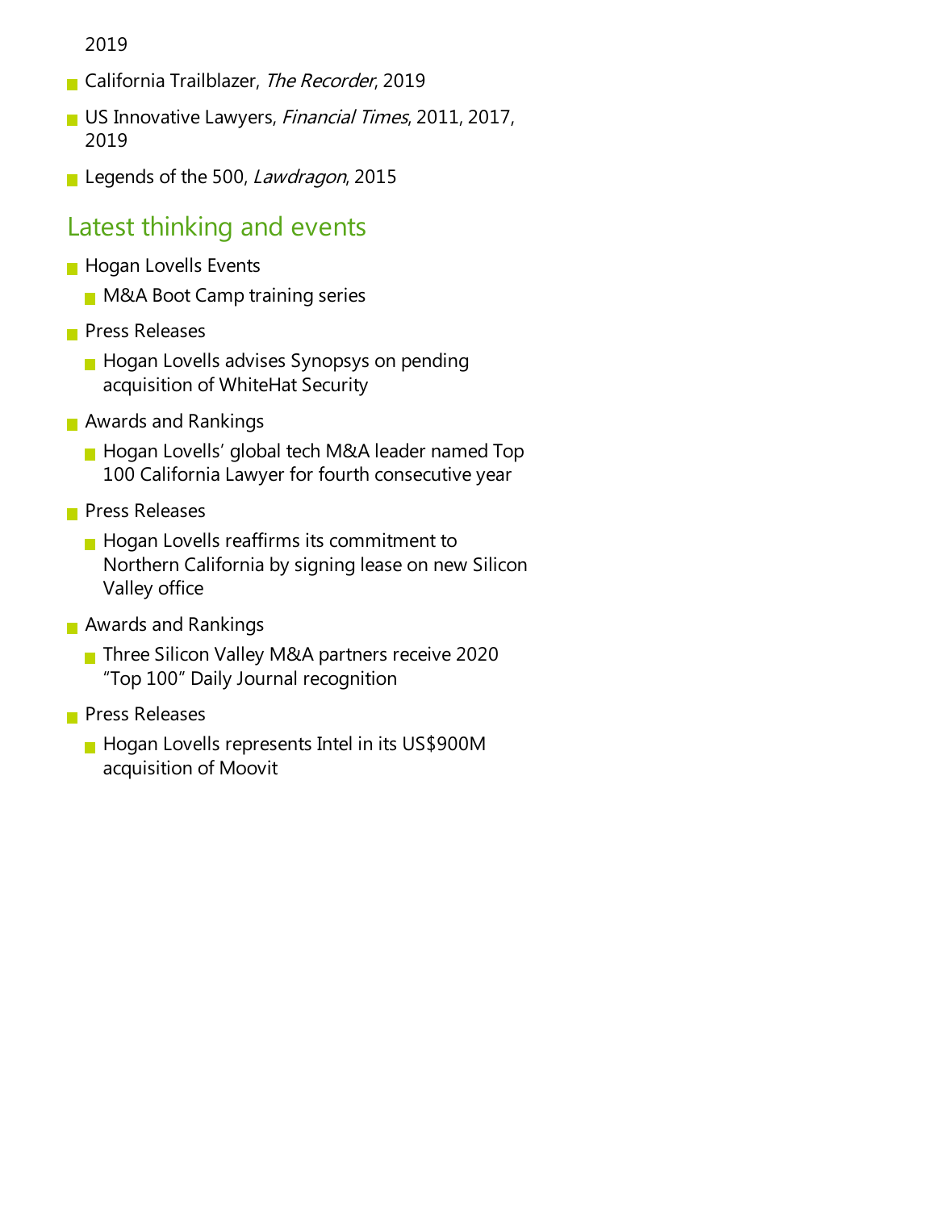2019

- California Trailblazer, *The Recorder*, 2019
- US Innovative Lawyers, *Financial Times*, 2011, 2017, 2019
- Legends of the 500, *Lawdragon*, 2015

## Latest thinking and events

- Hogan Lovells Events
  - M&A Boot Camp training series
- Press Releases
  - Hogan Lovells advises Synopsys on pending acquisition of WhiteHat Security
- Awards and Rankings
  - Hogan Lovells' global tech M&A leader named Top 100 California Lawyer for fourth consecutive year
- Press Releases
  - Hogan Lovells reaffirms its commitment to Northern California by signing lease on new Silicon Valley office
- Awards and Rankings
  - Three Silicon Valley M&A partners receive 2020 "Top 100" Daily Journal recognition
- Press Releases
  - Hogan Lovells represents Intel in its US$900M acquisition of Moovit